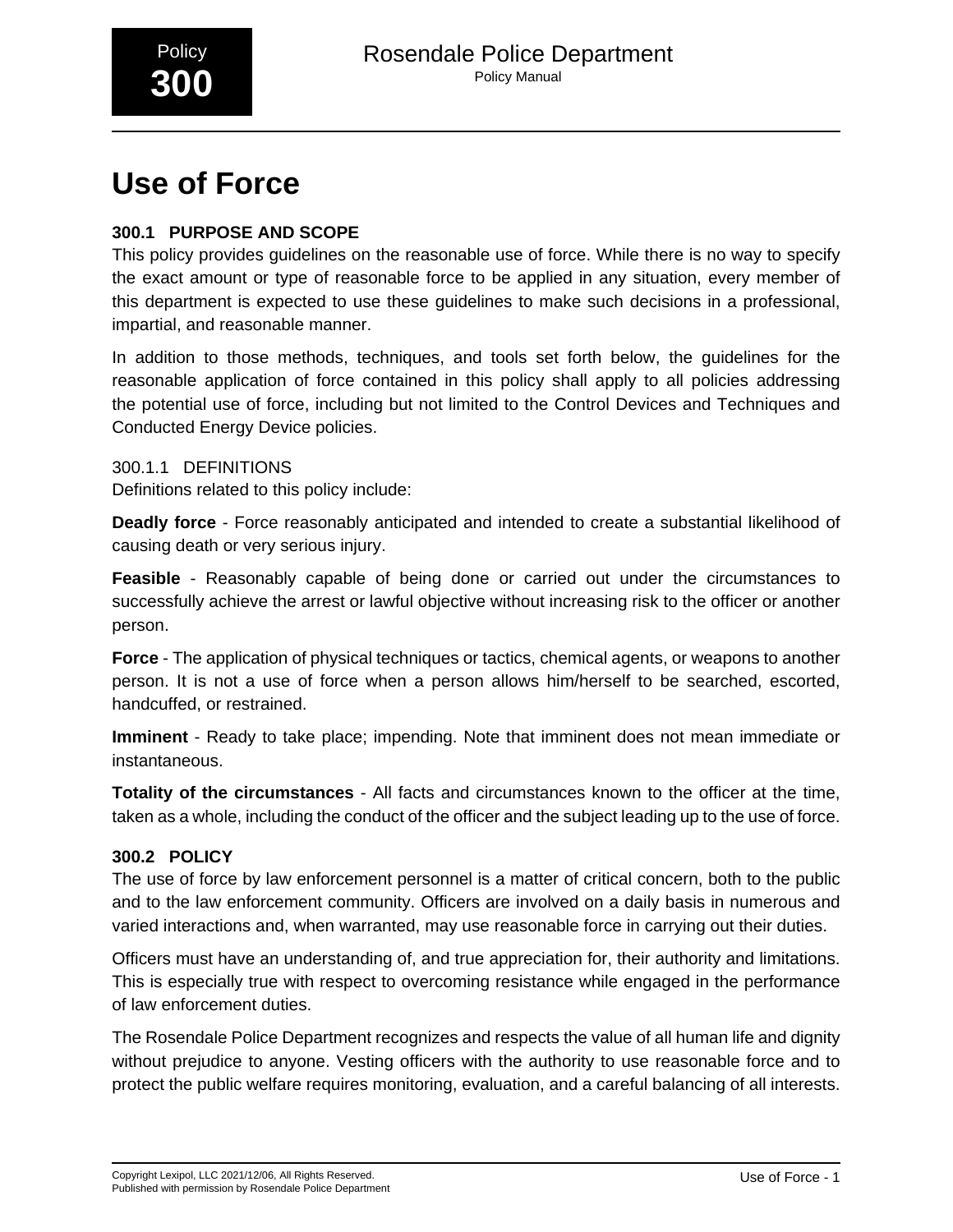# Use of Force

## 300.1 PURPOSE AND SCOPE

This policy provides guidelines on the reasonable use of force. While there is no way to specify the exact amount or type of reasonable force to be applied in any situation, every member of this department is expected to use these guidelines to make such decisions in a professional, impartial, and reasonable manner.

In addition to those methods, techniques, and tools set forth below, the guidelines for the reasonable application of force contained in this policy shall apply to all policies addressing the potential use of force, including but not limited to the Control Devices and Techniques and Conducted Energy Device policies.

### 300.1.1 DEFINITIONS

Definitions related to this policy include:

**Deadly force** - Force reasonably anticipated and intended to create a substantial likelihood of causing death or very serious injury.

**Feasible** - Reasonably capable of being done or carried out under the circumstances to successfully achieve the arrest or lawful objective without increasing risk to the officer or another person.

**Force** - The application of physical techniques or tactics, chemical agents, or weapons to another person. It is not a use of force when a person allows him/herself to be searched, escorted, handcuffed, or restrained.

**Imminent** - Ready to take place; impending. Note that imminent does not mean immediate or instantaneous.

**Totality of the circumstances** - All facts and circumstances known to the officer at the time, taken as a whole, including the conduct of the officer and the subject leading up to the use of force.

## 300.2 POLICY

The use of force by law enforcement personnel is a matter of critical concern, both to the public and to the law enforcement community. Officers are involved on a daily basis in numerous and varied interactions and, when warranted, may use reasonable force in carrying out their duties.

Officers must have an understanding of, and true appreciation for, their authority and limitations. This is especially true with respect to overcoming resistance while engaged in the performance of law enforcement duties.

The Rosendale Police Department recognizes and respects the value of all human life and dignity without prejudice to anyone. Vesting officers with the authority to use reasonable force and to protect the public welfare requires monitoring, evaluation, and a careful balancing of all interests.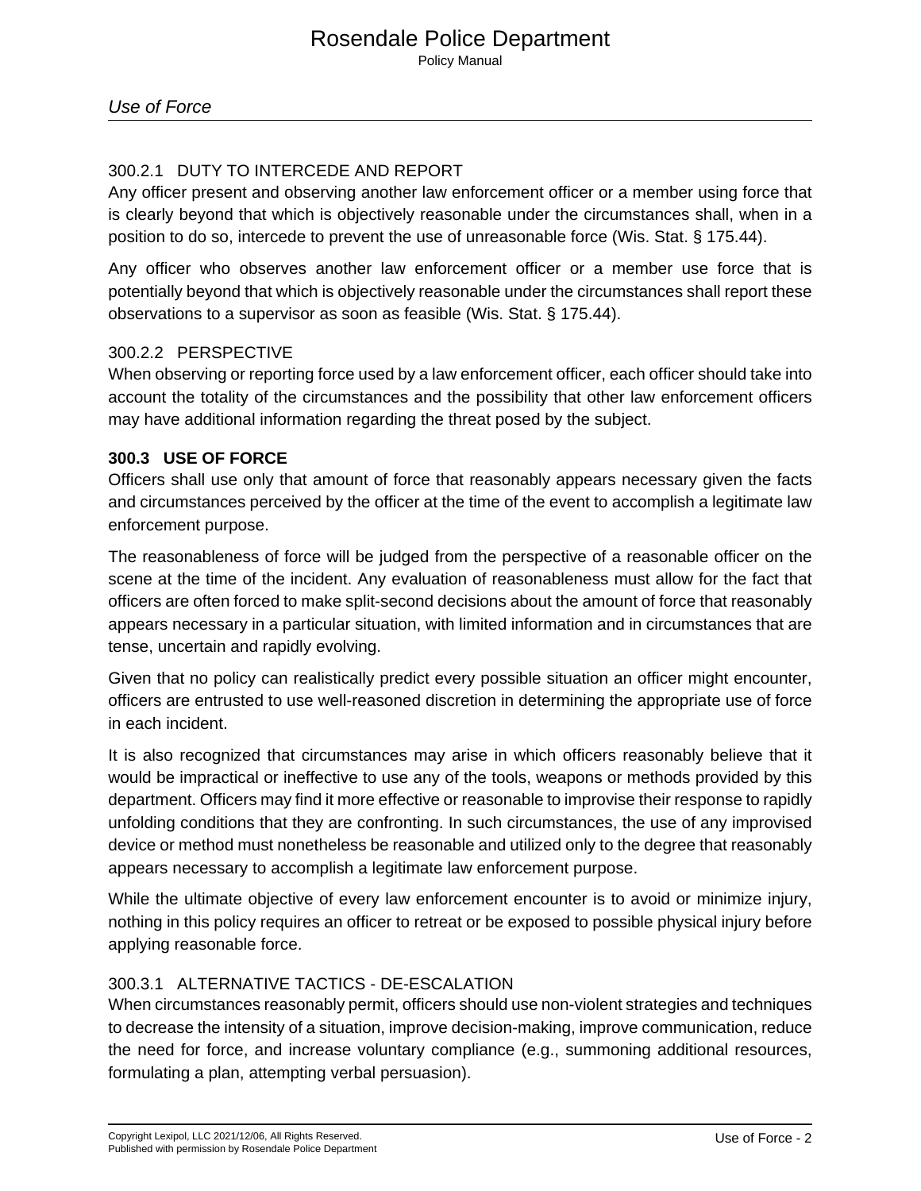#### 300.2.1 DUTY TO INTERCEDE AND REPORT

Any officer present and observing another law enforcement officer or a member using force that is clearly beyond that which is objectively reasonable under the circumstances shall, when in a position to do so, intercede to prevent the use of unreasonable force (Wis. Stat. § 175.44).

Any officer who observes another law enforcement officer or a member use force that is potentially beyond that which is objectively reasonable under the circumstances shall report these observations to a supervisor as soon as feasible (Wis. Stat. § 175.44).

#### 300.2.2 PERSPECTIVE

When observing or reporting force used by a law enforcement officer, each officer should take into account the totality of the circumstances and the possibility that other law enforcement officers may have additional information regarding the threat posed by the subject.

### 300.3 USE OF FORCE

Officers shall use only that amount of force that reasonably appears necessary given the facts and circumstances perceived by the officer at the time of the event to accomplish a legitimate law enforcement purpose.

The reasonableness of force will be judged from the perspective of a reasonable officer on the scene at the time of the incident. Any evaluation of reasonableness must allow for the fact that officers are often forced to make split-second decisions about the amount of force that reasonably appears necessary in a particular situation, with limited information and in circumstances that are tense, uncertain and rapidly evolving.

Given that no policy can realistically predict every possible situation an officer might encounter, officers are entrusted to use well-reasoned discretion in determining the appropriate use of force in each incident.

It is also recognized that circumstances may arise in which officers reasonably believe that it would be impractical or ineffective to use any of the tools, weapons or methods provided by this department. Officers may find it more effective or reasonable to improvise their response to rapidly unfolding conditions that they are confronting. In such circumstances, the use of any improvised device or method must nonetheless be reasonable and utilized only to the degree that reasonably appears necessary to accomplish a legitimate law enforcement purpose.

While the ultimate objective of every law enforcement encounter is to avoid or minimize injury, nothing in this policy requires an officer to retreat or be exposed to possible physical injury before applying reasonable force.

#### 300.3.1 ALTERNATIVE TACTICS - DE-ESCALATION

When circumstances reasonably permit, officers should use non-violent strategies and techniques to decrease the intensity of a situation, improve decision-making, improve communication, reduce the need for force, and increase voluntary compliance (e.g., summoning additional resources, formulating a plan, attempting verbal persuasion).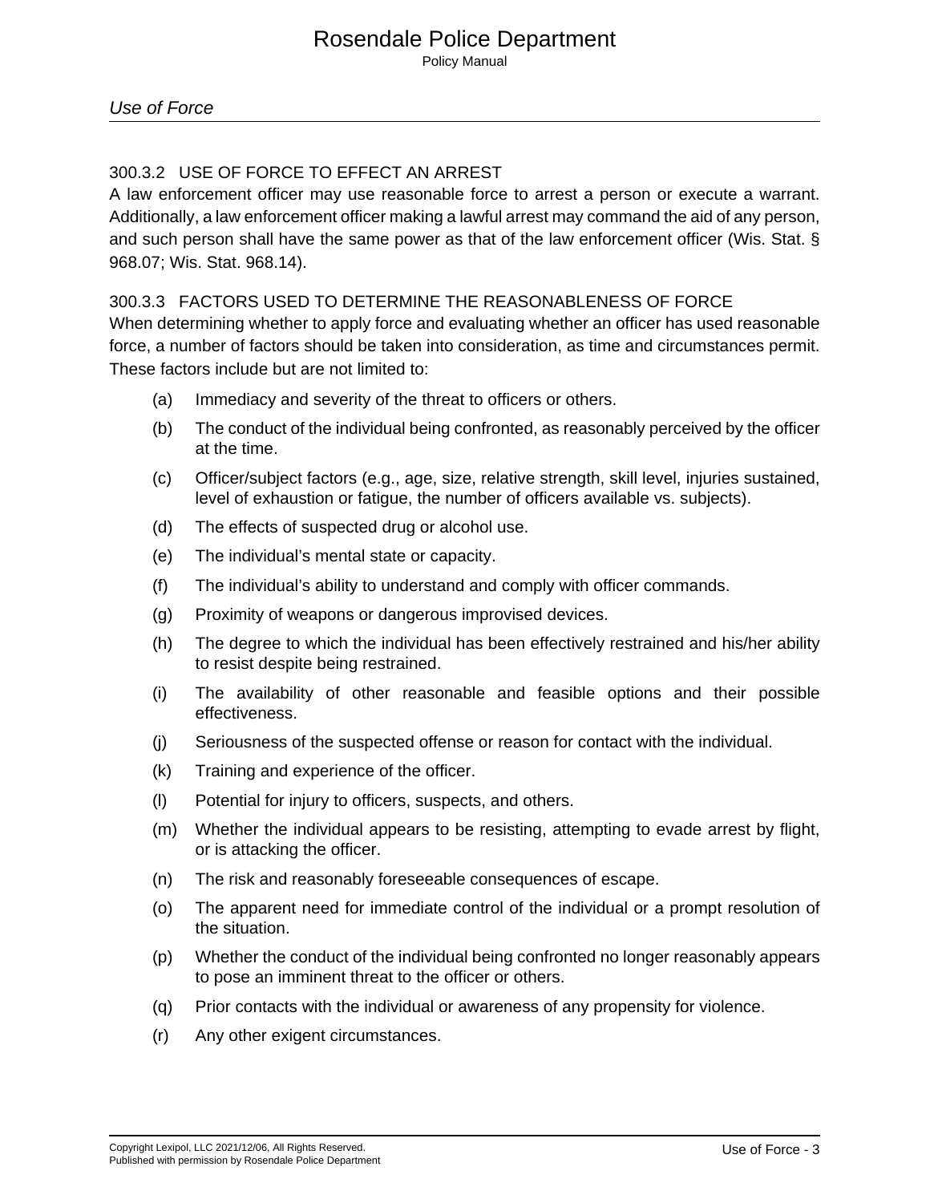### 300.3.2 USE OF FORCE TO EFFECT AN ARREST

A law enforcement officer may use reasonable force to arrest a person or execute a warrant. Additionally, a law enforcement officer making a lawful arrest may command the aid of any person, and such person shall have the same power as that of the law enforcement officer (Wis. Stat. § 968.07; Wis. Stat. 968.14).

### 300.3.3 FACTORS USED TO DETERMINE THE REASONABLENESS OF FORCE

When determining whether to apply force and evaluating whether an officer has used reasonable force, a number of factors should be taken into consideration, as time and circumstances permit. These factors include but are not limited to:

(a) Immediacy and severity of the threat to officers or others.

(b) The conduct of the individual being confronted, as reasonably perceived by the officer at the time.

(c) Officer/subject factors (e.g., age, size, relative strength, skill level, injuries sustained, level of exhaustion or fatigue, the number of officers available vs. subjects).

(d) The effects of suspected drug or alcohol use.

(e) The individual's mental state or capacity.

(f) The individual's ability to understand and comply with officer commands.

(g) Proximity of weapons or dangerous improvised devices.

(h) The degree to which the individual has been effectively restrained and his/her ability to resist despite being restrained.

(i) The availability of other reasonable and feasible options and their possible effectiveness.

(j) Seriousness of the suspected offense or reason for contact with the individual.

(k) Training and experience of the officer.

(l) Potential for injury to officers, suspects, and others.

(m) Whether the individual appears to be resisting, attempting to evade arrest by flight, or is attacking the officer.

(n) The risk and reasonably foreseeable consequences of escape.

(o) The apparent need for immediate control of the individual or a prompt resolution of the situation.

(p) Whether the conduct of the individual being confronted no longer reasonably appears to pose an imminent threat to the officer or others.

(q) Prior contacts with the individual or awareness of any propensity for violence.

(r) Any other exigent circumstances.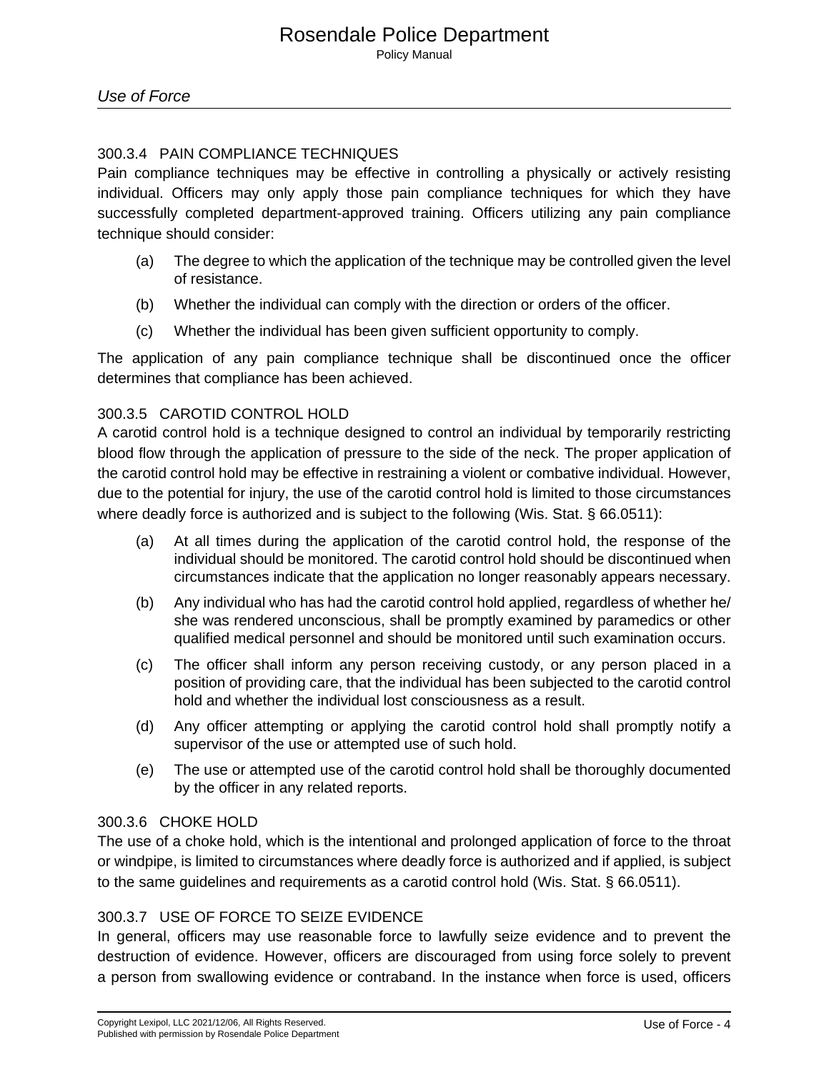#### 300.3.4 PAIN COMPLIANCE TECHNIQUES

Pain compliance techniques may be effective in controlling a physically or actively resisting individual. Officers may only apply those pain compliance techniques for which they have successfully completed department-approved training. Officers utilizing any pain compliance technique should consider:

(a) The degree to which the application of the technique may be controlled given the level of resistance.

(b) Whether the individual can comply with the direction or orders of the officer.

(c) Whether the individual has been given sufficient opportunity to comply.

The application of any pain compliance technique shall be discontinued once the officer determines that compliance has been achieved.

#### 300.3.5 CAROTID CONTROL HOLD

A carotid control hold is a technique designed to control an individual by temporarily restricting blood flow through the application of pressure to the side of the neck. The proper application of the carotid control hold may be effective in restraining a violent or combative individual. However, due to the potential for injury, the use of the carotid control hold is limited to those circumstances where deadly force is authorized and is subject to the following (Wis. Stat. § 66.0511):

(a) At all times during the application of the carotid control hold, the response of the individual should be monitored. The carotid control hold should be discontinued when circumstances indicate that the application no longer reasonably appears necessary.

(b) Any individual who has had the carotid control hold applied, regardless of whether he/she was rendered unconscious, shall be promptly examined by paramedics or other qualified medical personnel and should be monitored until such examination occurs.

(c) The officer shall inform any person receiving custody, or any person placed in a position of providing care, that the individual has been subjected to the carotid control hold and whether the individual lost consciousness as a result.

(d) Any officer attempting or applying the carotid control hold shall promptly notify a supervisor of the use or attempted use of such hold.

(e) The use or attempted use of the carotid control hold shall be thoroughly documented by the officer in any related reports.

#### 300.3.6 CHOKE HOLD

The use of a choke hold, which is the intentional and prolonged application of force to the throat or windpipe, is limited to circumstances where deadly force is authorized and if applied, is subject to the same guidelines and requirements as a carotid control hold (Wis. Stat. § 66.0511).

#### 300.3.7 USE OF FORCE TO SEIZE EVIDENCE

In general, officers may use reasonable force to lawfully seize evidence and to prevent the destruction of evidence. However, officers are discouraged from using force solely to prevent a person from swallowing evidence or contraband. In the instance when force is used, officers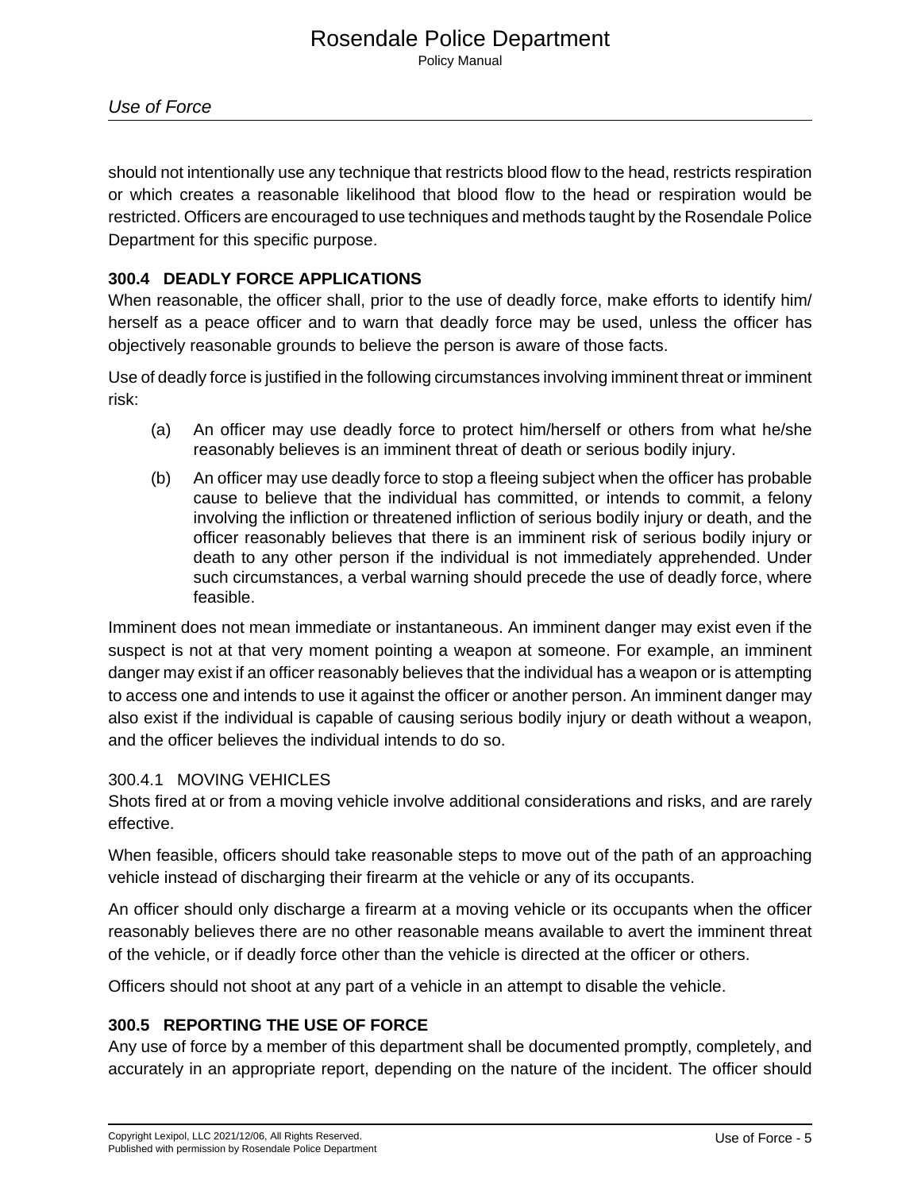should not intentionally use any technique that restricts blood flow to the head, restricts respiration or which creates a reasonable likelihood that blood flow to the head or respiration would be restricted. Officers are encouraged to use techniques and methods taught by the Rosendale Police Department for this specific purpose.

## 300.4 DEADLY FORCE APPLICATIONS

When reasonable, the officer shall, prior to the use of deadly force, make efforts to identify him/herself as a peace officer and to warn that deadly force may be used, unless the officer has objectively reasonable grounds to believe the person is aware of those facts.

Use of deadly force is justified in the following circumstances involving imminent threat or imminent risk:

(a) An officer may use deadly force to protect him/herself or others from what he/she reasonably believes is an imminent threat of death or serious bodily injury.

(b) An officer may use deadly force to stop a fleeing subject when the officer has probable cause to believe that the individual has committed, or intends to commit, a felony involving the infliction or threatened infliction of serious bodily injury or death, and the officer reasonably believes that there is an imminent risk of serious bodily injury or death to any other person if the individual is not immediately apprehended. Under such circumstances, a verbal warning should precede the use of deadly force, where feasible.

Imminent does not mean immediate or instantaneous. An imminent danger may exist even if the suspect is not at that very moment pointing a weapon at someone. For example, an imminent danger may exist if an officer reasonably believes that the individual has a weapon or is attempting to access one and intends to use it against the officer or another person. An imminent danger may also exist if the individual is capable of causing serious bodily injury or death without a weapon, and the officer believes the individual intends to do so.

### 300.4.1 MOVING VEHICLES

Shots fired at or from a moving vehicle involve additional considerations and risks, and are rarely effective.

When feasible, officers should take reasonable steps to move out of the path of an approaching vehicle instead of discharging their firearm at the vehicle or any of its occupants.

An officer should only discharge a firearm at a moving vehicle or its occupants when the officer reasonably believes there are no other reasonable means available to avert the imminent threat of the vehicle, or if deadly force other than the vehicle is directed at the officer or others.

Officers should not shoot at any part of a vehicle in an attempt to disable the vehicle.

## 300.5 REPORTING THE USE OF FORCE

Any use of force by a member of this department shall be documented promptly, completely, and accurately in an appropriate report, depending on the nature of the incident. The officer should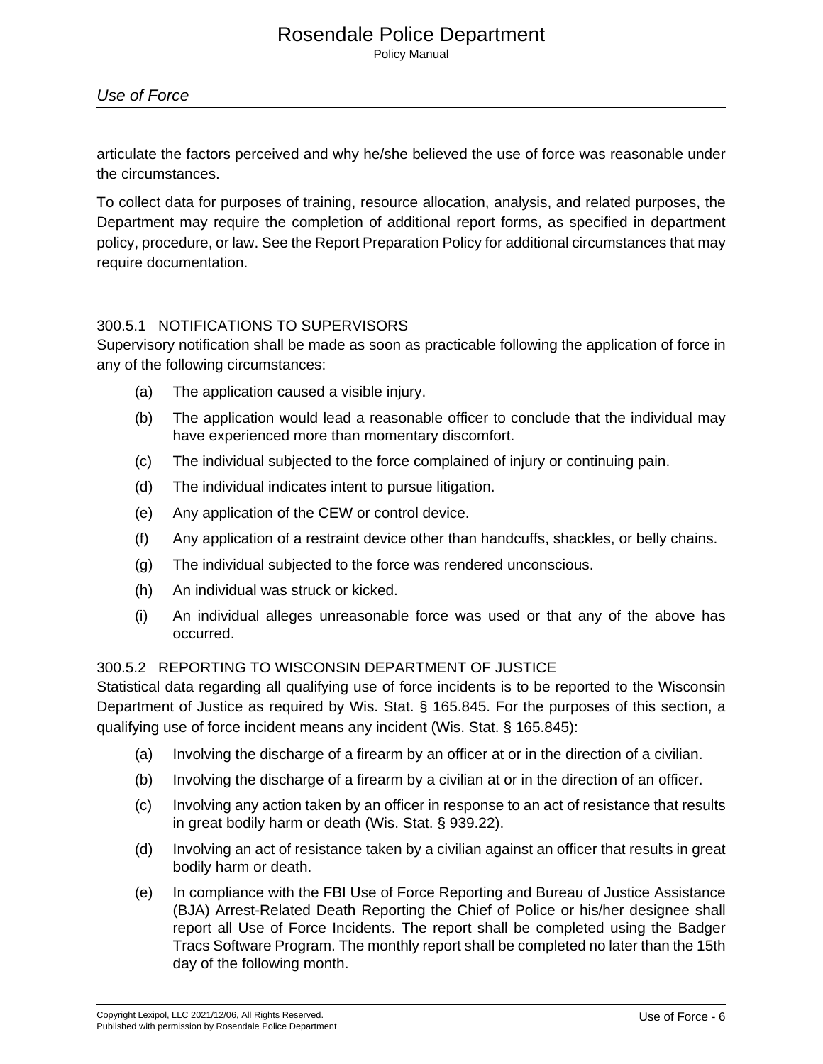articulate the factors perceived and why he/she believed the use of force was reasonable under the circumstances.

To collect data for purposes of training, resource allocation, analysis, and related purposes, the Department may require the completion of additional report forms, as specified in department policy, procedure, or law. See the Report Preparation Policy for additional circumstances that may require documentation.

### 300.5.1 NOTIFICATIONS TO SUPERVISORS

Supervisory notification shall be made as soon as practicable following the application of force in any of the following circumstances:

(a) The application caused a visible injury.

(b) The application would lead a reasonable officer to conclude that the individual may have experienced more than momentary discomfort.

(c) The individual subjected to the force complained of injury or continuing pain.

(d) The individual indicates intent to pursue litigation.

(e) Any application of the CEW or control device.

(f) Any application of a restraint device other than handcuffs, shackles, or belly chains.

(g) The individual subjected to the force was rendered unconscious.

(h) An individual was struck or kicked.

(i) An individual alleges unreasonable force was used or that any of the above has occurred.

### 300.5.2 REPORTING TO WISCONSIN DEPARTMENT OF JUSTICE

Statistical data regarding all qualifying use of force incidents is to be reported to the Wisconsin Department of Justice as required by Wis. Stat. § 165.845. For the purposes of this section, a qualifying use of force incident means any incident (Wis. Stat. § 165.845):

(a) Involving the discharge of a firearm by an officer at or in the direction of a civilian.

(b) Involving the discharge of a firearm by a civilian at or in the direction of an officer.

(c) Involving any action taken by an officer in response to an act of resistance that results in great bodily harm or death (Wis. Stat. § 939.22).

(d) Involving an act of resistance taken by a civilian against an officer that results in great bodily harm or death.

(e) In compliance with the FBI Use of Force Reporting and Bureau of Justice Assistance (BJA) Arrest-Related Death Reporting the Chief of Police or his/her designee shall report all Use of Force Incidents. The report shall be completed using the Badger Tracs Software Program. The monthly report shall be completed no later than the 15th day of the following month.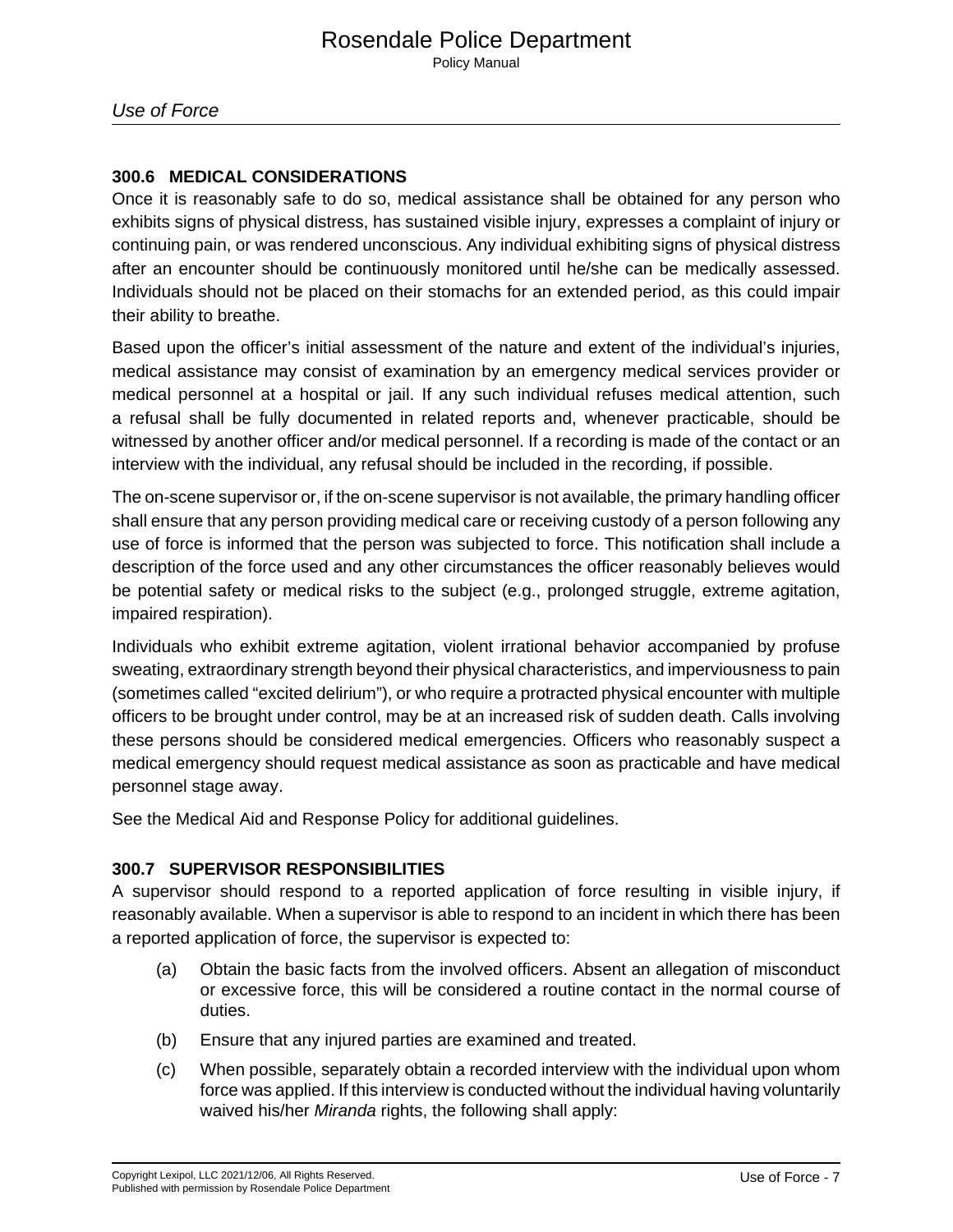### 300.6 MEDICAL CONSIDERATIONS

Once it is reasonably safe to do so, medical assistance shall be obtained for any person who exhibits signs of physical distress, has sustained visible injury, expresses a complaint of injury or continuing pain, or was rendered unconscious. Any individual exhibiting signs of physical distress after an encounter should be continuously monitored until he/she can be medically assessed. Individuals should not be placed on their stomachs for an extended period, as this could impair their ability to breathe.

Based upon the officer's initial assessment of the nature and extent of the individual's injuries, medical assistance may consist of examination by an emergency medical services provider or medical personnel at a hospital or jail. If any such individual refuses medical attention, such a refusal shall be fully documented in related reports and, whenever practicable, should be witnessed by another officer and/or medical personnel. If a recording is made of the contact or an interview with the individual, any refusal should be included in the recording, if possible.

The on-scene supervisor or, if the on-scene supervisor is not available, the primary handling officer shall ensure that any person providing medical care or receiving custody of a person following any use of force is informed that the person was subjected to force. This notification shall include a description of the force used and any other circumstances the officer reasonably believes would be potential safety or medical risks to the subject (e.g., prolonged struggle, extreme agitation, impaired respiration).

Individuals who exhibit extreme agitation, violent irrational behavior accompanied by profuse sweating, extraordinary strength beyond their physical characteristics, and imperviousness to pain (sometimes called "excited delirium"), or who require a protracted physical encounter with multiple officers to be brought under control, may be at an increased risk of sudden death. Calls involving these persons should be considered medical emergencies. Officers who reasonably suspect a medical emergency should request medical assistance as soon as practicable and have medical personnel stage away.

See the Medical Aid and Response Policy for additional guidelines.

### 300.7 SUPERVISOR RESPONSIBILITIES

A supervisor should respond to a reported application of force resulting in visible injury, if reasonably available. When a supervisor is able to respond to an incident in which there has been a reported application of force, the supervisor is expected to:

(a) Obtain the basic facts from the involved officers. Absent an allegation of misconduct or excessive force, this will be considered a routine contact in the normal course of duties.

(b) Ensure that any injured parties are examined and treated.

(c) When possible, separately obtain a recorded interview with the individual upon whom force was applied. If this interview is conducted without the individual having voluntarily waived his/her *Miranda* rights, the following shall apply: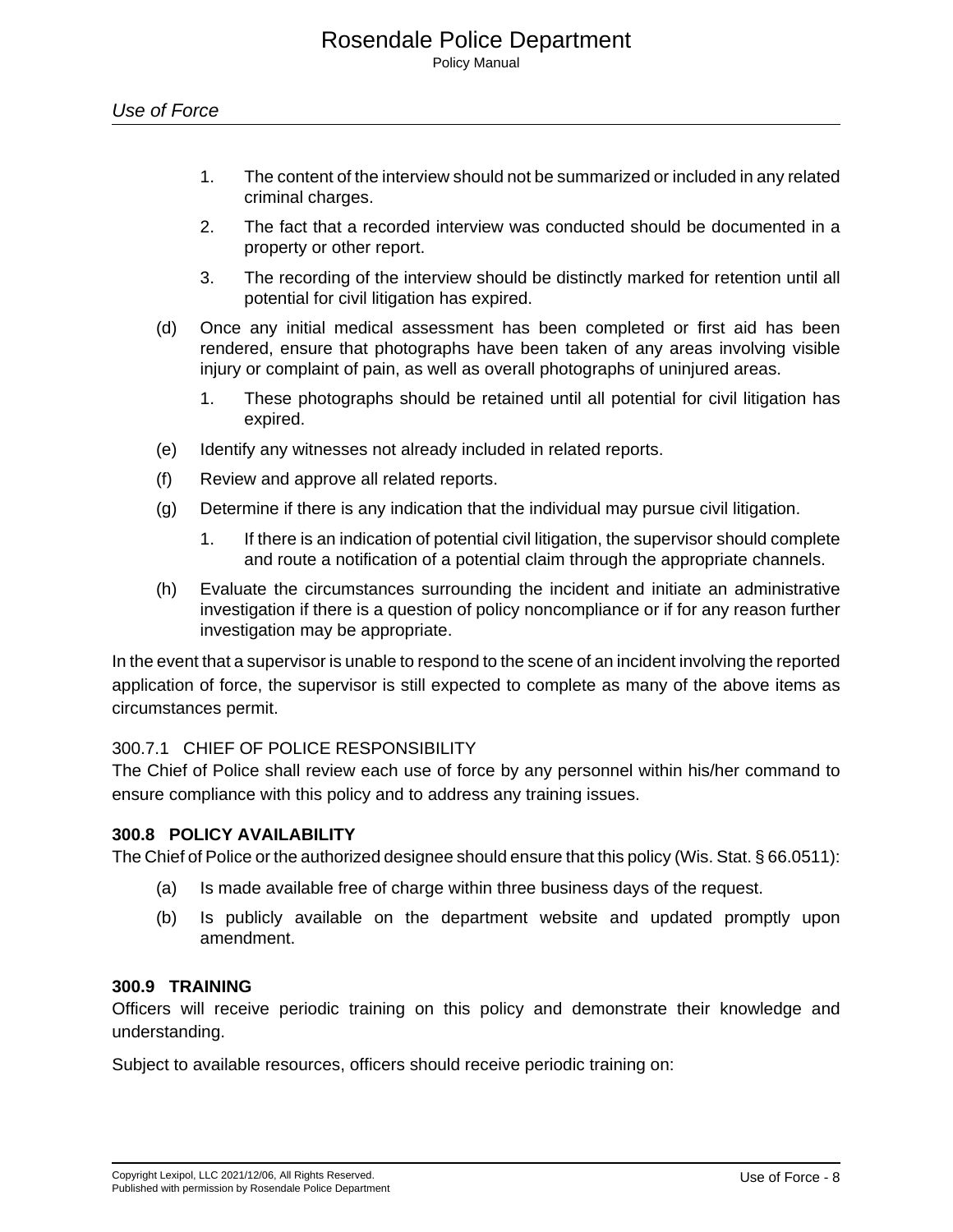1. The content of the interview should not be summarized or included in any related criminal charges.
2. The fact that a recorded interview was conducted should be documented in a property or other report.
3. The recording of the interview should be distinctly marked for retention until all potential for civil litigation has expired.

(d) Once any initial medical assessment has been completed or first aid has been rendered, ensure that photographs have been taken of any areas involving visible injury or complaint of pain, as well as overall photographs of uninjured areas.

1. These photographs should be retained until all potential for civil litigation has expired.

(e) Identify any witnesses not already included in related reports.

(f) Review and approve all related reports.

(g) Determine if there is any indication that the individual may pursue civil litigation.

1. If there is an indication of potential civil litigation, the supervisor should complete and route a notification of a potential claim through the appropriate channels.

(h) Evaluate the circumstances surrounding the incident and initiate an administrative investigation if there is a question of policy noncompliance or if for any reason further investigation may be appropriate.

In the event that a supervisor is unable to respond to the scene of an incident involving the reported application of force, the supervisor is still expected to complete as many of the above items as circumstances permit.

### 300.7.1 CHIEF OF POLICE RESPONSIBILITY

The Chief of Police shall review each use of force by any personnel within his/her command to ensure compliance with this policy and to address any training issues.

## 300.8 POLICY AVAILABILITY

The Chief of Police or the authorized designee should ensure that this policy (Wis. Stat. § 66.0511):

(a) Is made available free of charge within three business days of the request.

(b) Is publicly available on the department website and updated promptly upon amendment.

## 300.9 TRAINING

Officers will receive periodic training on this policy and demonstrate their knowledge and understanding.

Subject to available resources, officers should receive periodic training on: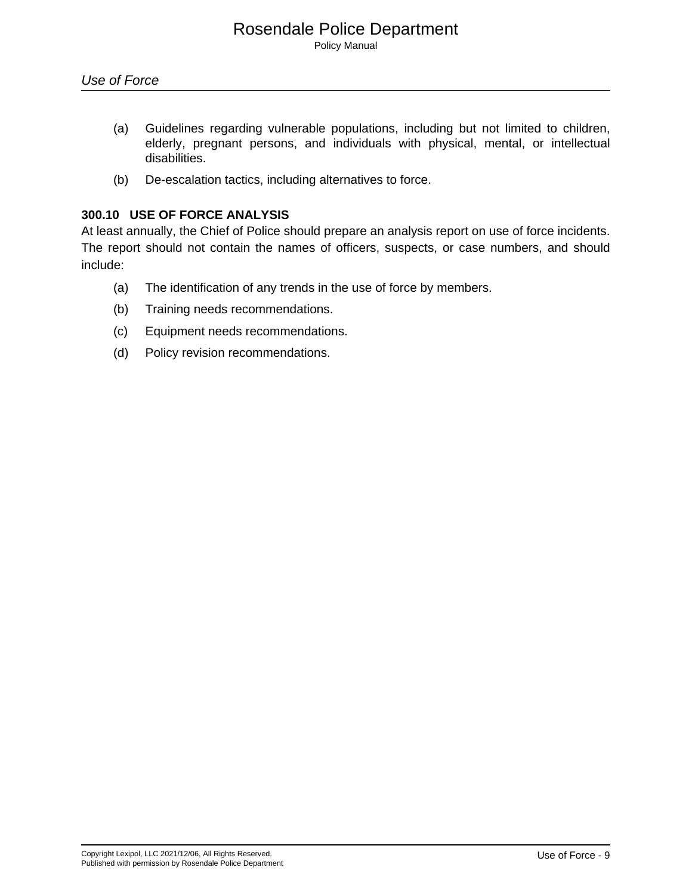(a) Guidelines regarding vulnerable populations, including but not limited to children, elderly, pregnant persons, and individuals with physical, mental, or intellectual disabilities.

(b) De-escalation tactics, including alternatives to force.

## 300.10 USE OF FORCE ANALYSIS

At least annually, the Chief of Police should prepare an analysis report on use of force incidents. The report should not contain the names of officers, suspects, or case numbers, and should include:

(a) The identification of any trends in the use of force by members.

(b) Training needs recommendations.

(c) Equipment needs recommendations.

(d) Policy revision recommendations.